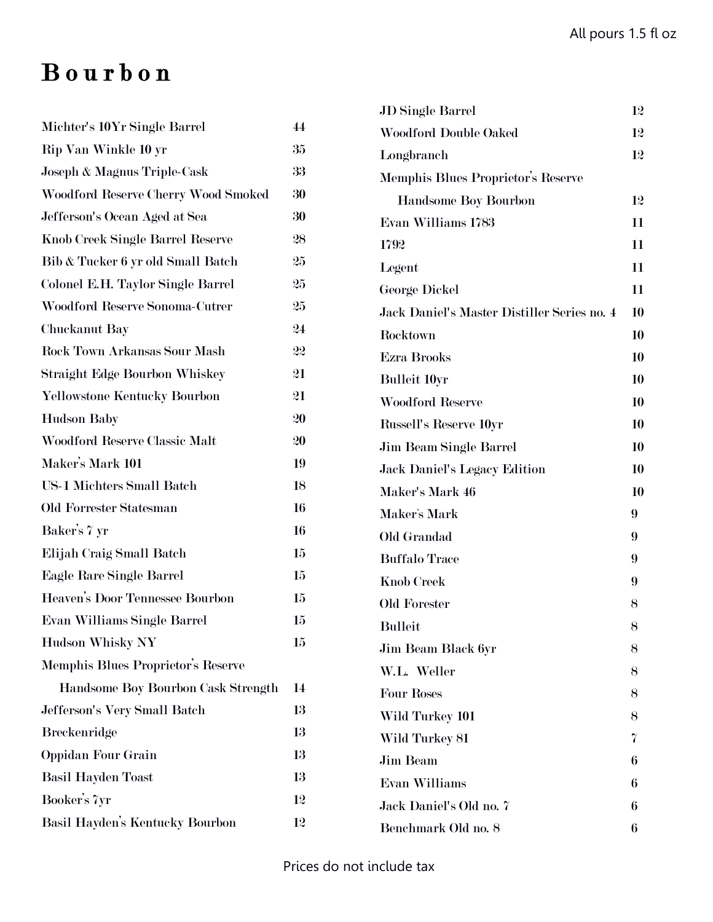All pours 1.5 fl oz

# Bourbon

| Item | Price |
|---|---|
| Michter's 10Yr Single Barrel | 44 |
| Rip Van Winkle 10 yr | 35 |
| Joseph & Magnus Triple-Cask | 33 |
| Woodford Reserve Cherry Wood Smoked | 30 |
| Jefferson's Ocean Aged at Sea | 30 |
| Knob Creek Single Barrel Reserve | 28 |
| Bib & Tucker 6 yr old Small Batch | 25 |
| Colonel E.H. Taylor Single Barrel | 25 |
| Woodford Reserve Sonoma-Cutrer | 25 |
| Chuckanut Bay | 24 |
| Rock Town Arkansas Sour Mash | 22 |
| Straight Edge Bourbon Whiskey | 21 |
| Yellowstone Kentucky Bourbon | 21 |
| Hudson Baby | 20 |
| Woodford Reserve Classic Malt | 20 |
| Maker's Mark 101 | 19 |
| US-1 Michters Small Batch | 18 |
| Old Forrester Statesman | 16 |
| Baker's 7 yr | 16 |
| Elijah Craig Small Batch | 15 |
| Eagle Rare Single Barrel | 15 |
| Heaven's Door Tennessee Bourbon | 15 |
| Evan Williams Single Barrel | 15 |
| Hudson Whisky NY | 15 |
| Memphis Blues Proprietor's Reserve Handsome Boy Bourbon Cask Strength | 14 |
| Jefferson's Very Small Batch | 13 |
| Breckenridge | 13 |
| Oppidan Four Grain | 13 |
| Basil Hayden Toast | 13 |
| Booker's 7yr | 12 |
| Basil Hayden's Kentucky Bourbon | 12 |
| JD Single Barrel | 12 |
| Woodford Double Oaked | 12 |
| Longbranch | 12 |
| Memphis Blues Proprietor's Reserve Handsome Boy Bourbon | 12 |
| Evan Williams 1783 | 11 |
| 1792 | 11 |
| Legent | 11 |
| George Dickel | 11 |
| Jack Daniel's Master Distiller Series no. 4 | 10 |
| Rocktown | 10 |
| Ezra Brooks | 10 |
| Bulleit 10yr | 10 |
| Woodford Reserve | 10 |
| Russell's Reserve 10yr | 10 |
| Jim Beam Single Barrel | 10 |
| Jack Daniel's Legacy Edition | 10 |
| Maker's Mark 46 | 10 |
| Maker's Mark | 9 |
| Old Grandad | 9 |
| Buffalo Trace | 9 |
| Knob Creek | 9 |
| Old Forester | 8 |
| Bulleit | 8 |
| Jim Beam Black 6yr | 8 |
| W.L. Weller | 8 |
| Four Roses | 8 |
| Wild Turkey 101 | 8 |
| Wild Turkey 81 | 7 |
| Jim Beam | 6 |
| Evan Williams | 6 |
| Jack Daniel's Old no. 7 | 6 |
| Benchmark Old no. 8 | 6 |

Prices do not include tax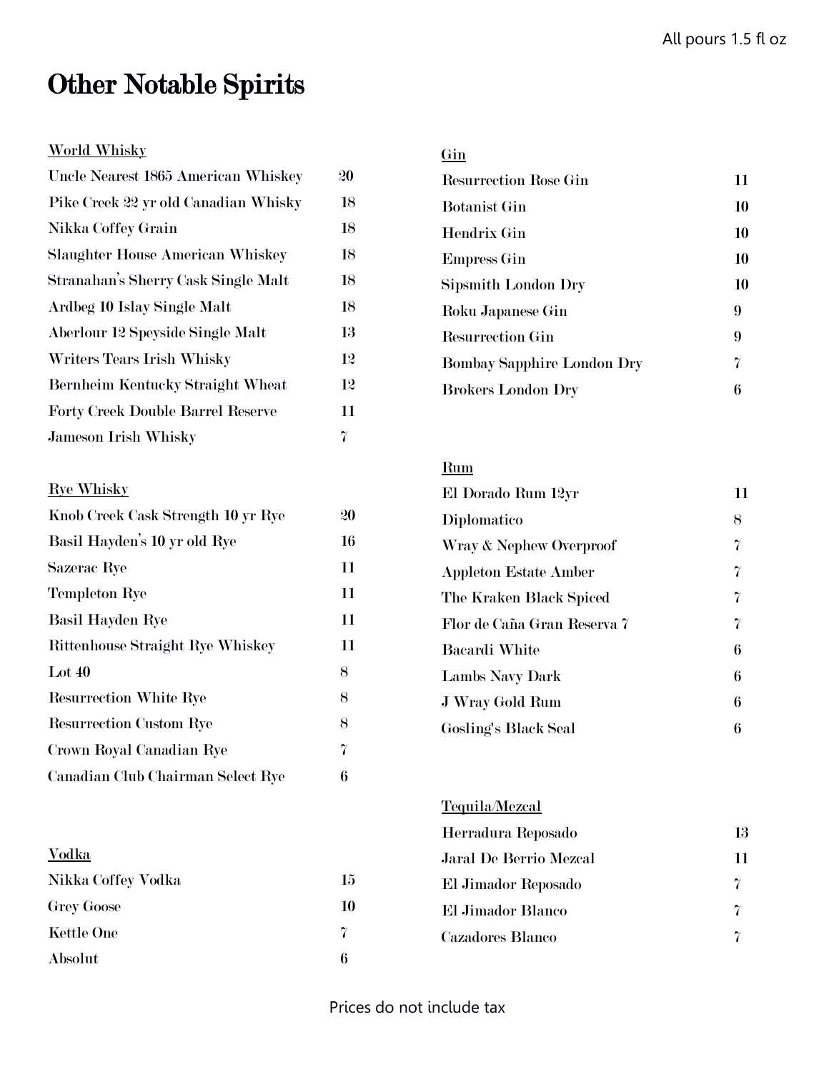All pours 1.5 fl oz

# Other Notable Spirits

## World Whisky

| | |
|---|---|
| Uncle Nearest 1865 American Whiskey | 20 |
| Pike Creek 22 yr old Canadian Whisky | 18 |
| Nikka Coffey Grain | 18 |
| Slaughter House American Whiskey | 18 |
| Stranahan's Sherry Cask Single Malt | 18 |
| Ardbeg 10 Islay Single Malt | 18 |
| Aberlour 12 Speyside Single Malt | 13 |
| Writers Tears Irish Whisky | 12 |
| Bernheim Kentucky Straight Wheat | 12 |
| Forty Creek Double Barrel Reserve | 11 |
| Jameson Irish Whisky | 7 |

## Rye Whisky

| | |
|---|---|
| Knob Creek Cask Strength 10 yr Rye | 20 |
| Basil Hayden's 10 yr old Rye | 16 |
| Sazerac Rye | 11 |
| Templeton Rye | 11 |
| Basil Hayden Rye | 11 |
| Rittenhouse Straight Rye Whiskey | 11 |
| Lot 40 | 8 |
| Resurrection White Rye | 8 |
| Resurrection Custom Rye | 8 |
| Crown Royal Canadian Rye | 7 |
| Canadian Club Chairman Select Rye | 6 |

## Vodka

| | |
|---|---|
| Nikka Coffey Vodka | 15 |
| Grey Goose | 10 |
| Kettle One | 7 |
| Absolut | 6 |

## Gin

| | |
|---|---|
| Resurrection Rose Gin | 11 |
| Botanist Gin | 10 |
| Hendrix Gin | 10 |
| Empress Gin | 10 |
| Sipsmith London Dry | 10 |
| Roku Japanese Gin | 9 |
| Resurrection Gin | 9 |
| Bombay Sapphire London Dry | 7 |
| Brokers London Dry | 6 |

## Rum

| | |
|---|---|
| El Dorado Rum 12yr | 11 |
| Diplomatico | 8 |
| Wray & Nephew Overproof | 7 |
| Appleton Estate Amber | 7 |
| The Kraken Black Spiced | 7 |
| Flor de Caña Gran Reserva 7 | 7 |
| Bacardi White | 6 |
| Lambs Navy Dark | 6 |
| J Wray Gold Rum | 6 |
| Gosling's Black Seal | 6 |

## Tequila/Mezcal

| | |
|---|---|
| Herradura Reposado | 13 |
| Jaral De Berrio Mezcal | 11 |
| El Jimador Reposado | 7 |
| El Jimador Blanco | 7 |
| Cazadores Blanco | 7 |

Prices do not include tax